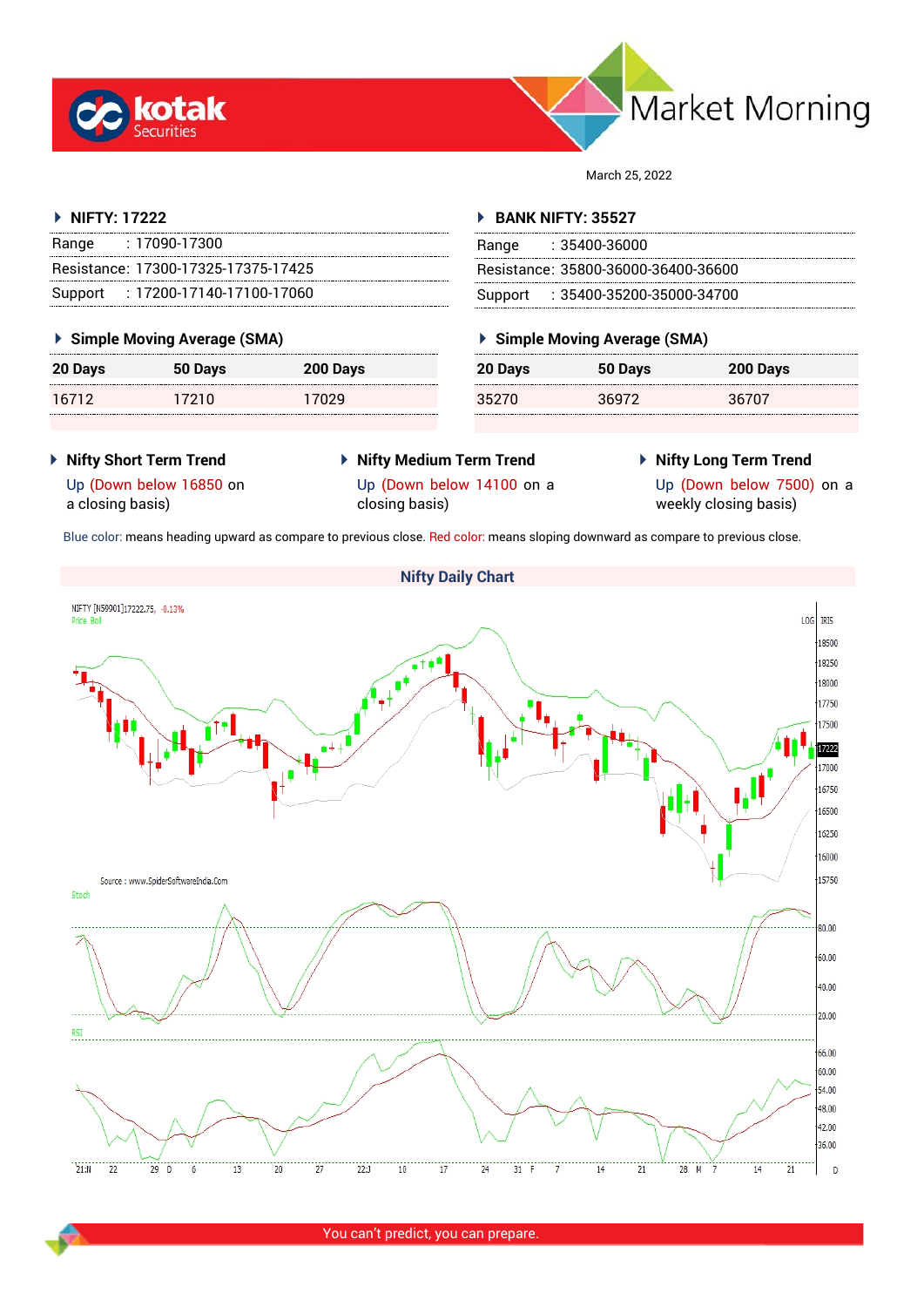# Market Morning

March 25, 2022

## NIFTY: 17222

Range : 17090-17300

Resistance: 17300-17325-17375-17425

Support : 17200-17140-17100-17060

### Simple Moving Average (SMA)

| 20 Days | 50 Days | 200 Days |
|---|---|---|
| 16712 | 17210 | 17029 |

## BANK NIFTY: 35527

Range : 35400-36000

Resistance: 35800-36000-36400-36600

Support : 35400-35200-35000-34700

### Simple Moving Average (SMA)

| 20 Days | 50 Days | 200 Days |
|---|---|---|
| 35270 | 36972 | 36707 |

### Nifty Short Term Trend

Up (Down below 16850 on a closing basis)

### Nifty Medium Term Trend

Up (Down below 14100 on a closing basis)

### Nifty Long Term Trend

Up (Down below 7500) on a weekly closing basis)

Blue color: means heading upward as compare to previous close. Red color: means sloping downward as compare to previous close.

### Nifty Daily Chart

Source : www.SpiderSoftwareIndia.Com

You can't predict, you can prepare.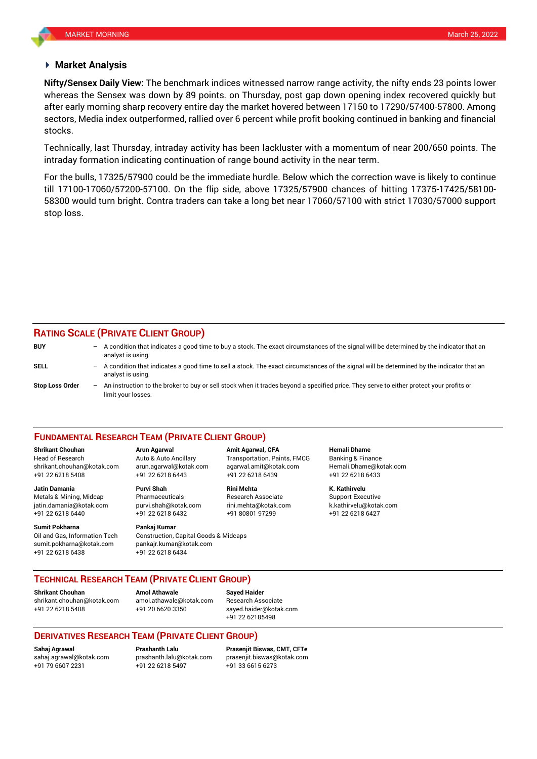## Market Analysis

**Nifty/Sensex Daily View:** The benchmark indices witnessed narrow range activity, the nifty ends 23 points lower whereas the Sensex was down by 89 points. on Thursday, post gap down opening index recovered quickly but after early morning sharp recovery entire day the market hovered between 17150 to 17290/57400-57800. Among sectors, Media index outperformed, rallied over 6 percent while profit booking continued in banking and financial stocks.

Technically, last Thursday, intraday activity has been lackluster with a momentum of near 200/650 points. The intraday formation indicating continuation of range bound activity in the near term.

For the bulls, 17325/57900 could be the immediate hurdle. Below which the correction wave is likely to continue till 17100-17060/57200-57100. On the flip side, above 17325/57900 chances of hitting 17375-17425/58100-58300 would turn bright. Contra traders can take a long bet near 17060/57100 with strict 17030/57000 support stop loss.

## RATING SCALE (PRIVATE CLIENT GROUP)

**BUY** – A condition that indicates a good time to buy a stock. The exact circumstances of the signal will be determined by the indicator that an analyst is using.

**SELL** – A condition that indicates a good time to sell a stock. The exact circumstances of the signal will be determined by the indicator that an analyst is using.

**Stop Loss Order** – An instruction to the broker to buy or sell stock when it trades beyond a specified price. They serve to either protect your profits or limit your losses.

## FUNDAMENTAL RESEARCH TEAM (PRIVATE CLIENT GROUP)

**Shrikant Chouhan**
Head of Research
shrikant.chouhan@kotak.com
+91 22 6218 5408

**Arun Agarwal**
Auto & Auto Ancillary
arun.agarwal@kotak.com
+91 22 6218 6443

**Amit Agarwal, CFA**
Transportation, Paints, FMCG
agarwal.amit@kotak.com
+91 22 6218 6439

**Hemali Dhame**
Banking & Finance
Hemali.Dhame@kotak.com
+91 22 6218 6433

**Jatin Damania**
Metals & Mining, Midcap
jatin.damania@kotak.com
+91 22 6218 6440

**Purvi Shah**
Pharmaceuticals
purvi.shah@kotak.com
+91 22 6218 6432

**Rini Mehta**
Research Associate
rini.mehta@kotak.com
+91 80801 97299

**K. Kathirvelu**
Support Executive
k.kathirvelu@kotak.com
+91 22 6218 6427

**Sumit Pokharna**
Oil and Gas, Information Tech
sumit.pokharna@kotak.com
+91 22 6218 6438

**Pankaj Kumar**
Construction, Capital Goods & Midcaps
pankajr.kumar@kotak.com
+91 22 6218 6434

## TECHNICAL RESEARCH TEAM (PRIVATE CLIENT GROUP)

**Shrikant Chouhan**
shrikant.chouhan@kotak.com
+91 22 6218 5408

**Amol Athawale**
amol.athawale@kotak.com
+91 20 6620 3350

**Sayed Haider**
Research Associate
sayed.haider@kotak.com
+91 22 62185498

## DERIVATIVES RESEARCH TEAM (PRIVATE CLIENT GROUP)

**Sahaj Agrawal**
sahaj.agrawal@kotak.com
+91 79 6607 2231

**Prashanth Lalu**
prashanth.lalu@kotak.com
+91 22 6218 5497

**Prasenjit Biswas, CMT, CFTe**
prasenjit.biswas@kotak.com
+91 33 6615 6273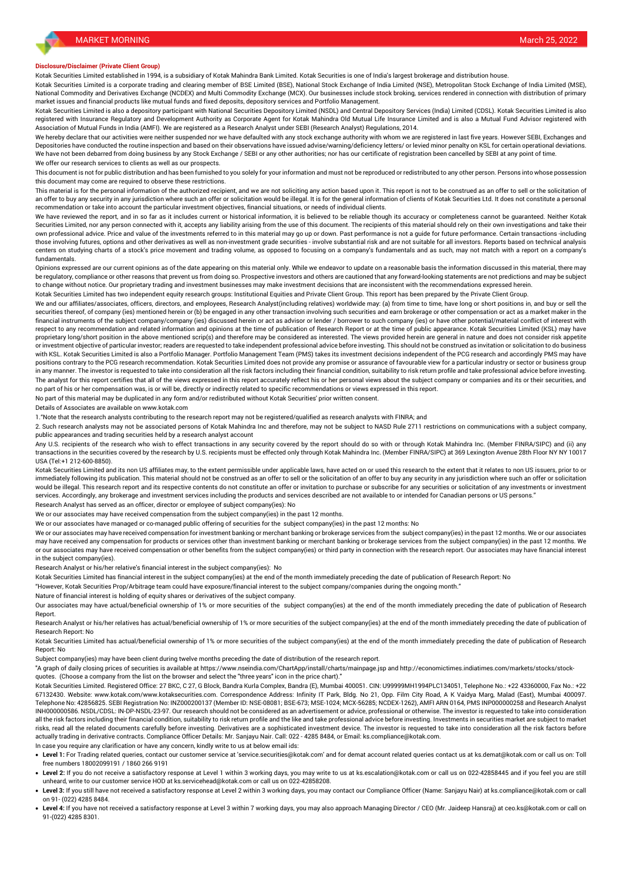**Disclosure/Disclaimer (Private Client Group)**

Kotak Securities Limited established in 1994, is a subsidiary of Kotak Mahindra Bank Limited. Kotak Securities is one of India's largest brokerage and distribution house.

Kotak Securities Limited is a corporate trading and clearing member of BSE Limited (BSE), National Stock Exchange of India Limited (NSE), Metropolitan Stock Exchange of India Limited (MSE), National Commodity and Derivatives Exchange (NCDEX) and Multi Commodity Exchange (MCX). Our businesses include stock broking, services rendered in connection with distribution of primary market issues and financial products like mutual funds and fixed deposits, depository services and Portfolio Management.

Kotak Securities Limited is also a depository participant with National Securities Depository Limited (NSDL) and Central Depository Services (India) Limited (CDSL). Kotak Securities Limited is also registered with Insurance Regulatory and Development Authority as Corporate Agent for Kotak Mahindra Old Mutual Life Insurance Limited and is also a Mutual Fund Advisor registered with Association of Mutual Funds in India (AMFI). We are registered as a Research Analyst under SEBI (Research Analyst) Regulations, 2014.

We hereby declare that our activities were neither suspended nor we have defaulted with any stock exchange authority with whom we are registered in last five years. However SEBI, Exchanges and Depositories have conducted the routine inspection and based on their observations have issued advise/warning/deficiency letters/ or levied minor penalty on KSL for certain operational deviations. We have not been debarred from doing business by any Stock Exchange / SEBI or any other authorities; nor has our certificate of registration been cancelled by SEBI at any point of time.

We offer our research services to clients as well as our prospects.

This document is not for public distribution and has been furnished to you solely for your information and must not be reproduced or redistributed to any other person. Persons into whose possession this document may come are required to observe these restrictions.

This material is for the personal information of the authorized recipient, and we are not soliciting any action based upon it. This report is not to be construed as an offer to sell or the solicitation of an offer to buy any security in any jurisdiction where such an offer or solicitation would be illegal. It is for the general information of clients of Kotak Securities Ltd. It does not constitute a personal recommendation or take into account the particular investment objectives, financial situations, or needs of individual clients.

We have reviewed the report, and in so far as it includes current or historical information, it is believed to be reliable though its accuracy or completeness cannot be guaranteed. Neither Kotak Securities Limited, nor any person connected with it, accepts any liability arising from the use of this document. The recipients of this material should rely on their own investigations and take their own professional advice. Price and value of the investments referred to in this material may go up or down. Past performance is not a guide for future performance. Certain transactions -including those involving futures, options and other derivatives as well as non-investment grade securities - involve substantial risk and are not suitable for all investors. Reports based on technical analysis centers on studying charts of a stock's price movement and trading volume, as opposed to focusing on a company's fundamentals and as such, may not match with a report on a company's fundamentals.

Opinions expressed are our current opinions as of the date appearing on this material only. While we endeavor to update on a reasonable basis the information discussed in this material, there may be regulatory, compliance or other reasons that prevent us from doing so. Prospective investors and others are cautioned that any forward-looking statements are not predictions and may be subject to change without notice. Our proprietary trading and investment businesses may make investment decisions that are inconsistent with the recommendations expressed herein.

Kotak Securities Limited has two independent equity research groups: Institutional Equities and Private Client Group. This report has been prepared by the Private Client Group.

We and our affiliates/associates, officers, directors, and employees, Research Analyst(including relatives) worldwide may: (a) from time to time, have long or short positions in, and buy or sell the securities thereof, of company (ies) mentioned herein or (b) be engaged in any other transaction involving such securities and earn brokerage or other compensation or act as a market maker in the financial instruments of the subject company/company (ies) discussed herein or act as advisor or lender / borrower to such company (ies) or have other potential/material conflict of interest with respect to any recommendation and related information and opinions at the time of publication of Research Report or at the time of public appearance. Kotak Securities Limited (KSL) may have proprietary long/short position in the above mentioned scrip(s) and therefore may be considered as interested. The views provided herein are general in nature and does not consider risk appetite or investment objective of particular investor; readers are requested to take independent professional advice before investing. This should not be construed as invitation or solicitation to do business with KSL. Kotak Securities Limited is also a Portfolio Manager. Portfolio Management Team (PMS) takes its investment decisions independent of the PCG research and accordingly PMS may have positions contrary to the PCG research recommendation. Kotak Securities Limited does not provide any promise or assurance of favourable view for a particular industry or sector or business group in any manner. The investor is requested to take into consideration all the risk factors including their financial condition, suitability to risk return profile and take professional advice before investing.

The analyst for this report certifies that all of the views expressed in this report accurately reflect his or her personal views about the subject company or companies and its or their securities, and no part of his or her compensation was, is or will be, directly or indirectly related to specific recommendations or views expressed in this report.

No part of this material may be duplicated in any form and/or redistributed without Kotak Securities' prior written consent.

Details of Associates are available on www.kotak.com

1."Note that the research analysts contributing to the research report may not be registered/qualified as research analysts with FINRA; and

2. Such research analysts may not be associated persons of Kotak Mahindra Inc and therefore, may not be subject to NASD Rule 2711 restrictions on communications with a subject company, public appearances and trading securities held by a research analyst account

Any U.S. recipients of the research who wish to effect transactions in any security covered by the report should do so with or through Kotak Mahindra Inc. (Member FINRA/SIPC) and (ii) any transactions in the securities covered by the research by U.S. recipients must be effected only through Kotak Mahindra Inc. (Member FINRA/SIPC) at 369 Lexington Avenue 28th Floor NY NY 10017 USA (Tel:+1 212-600-8850).

Kotak Securities Limited and its non US affiliates may, to the extent permissible under applicable laws, have acted on or used this research to the extent that it relates to non US issuers, prior to or immediately following its publication. This material should not be construed as an offer to sell or the solicitation of an offer to buy any security in any jurisdiction where such an offer or solicitation would be illegal. This research report and its respective contents do not constitute an offer or invitation to purchase or subscribe for any securities or solicitation of any investments or investment services. Accordingly, any brokerage and investment services including the products and services described are not available to or intended for Canadian persons or US persons."

Research Analyst has served as an officer, director or employee of subject company(ies): No

We or our associates may have received compensation from the subject company(ies) in the past 12 months.

We or our associates have managed or co-managed public offering of securities for the subject company(ies) in the past 12 months: No

We or our associates may have received compensation for investment banking or merchant banking or brokerage services from the subject company(ies) in the past 12 months. We or our associates may have received any compensation for products or services other than investment banking or merchant banking or brokerage services from the subject company(ies) in the past 12 months. We or our associates may have received compensation or other benefits from the subject company(ies) or third party in connection with the research report. Our associates may have financial interest in the subject company(ies).

Research Analyst or his/her relative's financial interest in the subject company(ies): No

Kotak Securities Limited has financial interest in the subject company(ies) at the end of the month immediately preceding the date of publication of Research Report: No

"However, Kotak Securities Prop/Arbitrage team could have exposure/financial interest to the subject company/companies during the ongoing month."

Nature of financial interest is holding of equity shares or derivatives of the subject company.

Our associates may have actual/beneficial ownership of 1% or more securities of the subject company(ies) at the end of the month immediately preceding the date of publication of Research Report.

Research Analyst or his/her relatives has actual/beneficial ownership of 1% or more securities of the subject company(ies) at the end of the month immediately preceding the date of publication of Research Report: No

Kotak Securities Limited has actual/beneficial ownership of 1% or more securities of the subject company(ies) at the end of the month immediately preceding the date of publication of Research Report: No

Subject company(ies) may have been client during twelve months preceding the date of distribution of the research report.

"A graph of daily closing prices of securities is available at https://www.nseindia.com/ChartApp/install/charts/mainpage.jsp and http://economictimes.indiatimes.com/markets/stocks/stock-quotes. (Choose a company from the list on the browser and select the "three years" icon in the price chart)."

Kotak Securities Limited. Registered Office: 27 BKC, C 27, G Block, Bandra Kurla Complex, Bandra (E), Mumbai 400051. CIN: U99999MH1994PLC134051, Telephone No.: +22 43360000, Fax No.: +22 67132430. Website: www.kotak.com/www.kotaksecurities.com. Correspondence Address: Infinity IT Park, Bldg. No 21, Opp. Film City Road, A K Vaidya Marg, Malad (East), Mumbai 400097. Telephone No: 42856825. SEBI Registration No: INZ000200137 (Member ID: NSE-08081; BSE-673; MSE-1024; MCX-56285; NCDEX-1262), AMFI ARN 0164, PMS INP000000258 and Research Analyst INH000000586. NSDL/CDSL: IN-DP-NSDL-23-97. Our research should not be considered as an advertisement or advice, professional or otherwise. The investor is requested to take into consideration all the risk factors including their financial condition, suitability to risk return profile and the like and take professional advice before investing. Investments in securities market are subject to market risks, read all the related documents carefully before investing. Derivatives are a sophisticated investment device. The investor is requested to take into consideration all the risk factors before actually trading in derivative contracts. Compliance Officer Details: Mr. Sanjayu Nair. Call: 022 - 4285 8484, or Email: ks.compliance@kotak.com.

In case you require any clarification or have any concern, kindly write to us at below email ids:

- **Level 1:** For Trading related queries, contact our customer service at 'service.securities@kotak.com' and for demat account related queries contact us at ks.demat@kotak.com or call us on: Toll free numbers 18002099191 / 1860 266 9191
- **Level 2:** If you do not receive a satisfactory response at Level 1 within 3 working days, you may write to us at ks.escalation@kotak.com or call us on 022-42858445 and if you feel you are still unheard, write to our customer service HOD at ks.servicehead@kotak.com or call us on 022-42858208.
- **Level 3:** If you still have not received a satisfactory response at Level 2 within 3 working days, you may contact our Compliance Officer (Name: Sanjayu Nair) at ks.compliance@kotak.com or call on 91- (022) 4285 8484.
- **Level 4:** If you have not received a satisfactory response at Level 3 within 7 working days, you may also approach Managing Director / CEO (Mr. Jaideep Hansraj) at ceo.ks@kotak.com or call on 91-(022) 4285 8301.